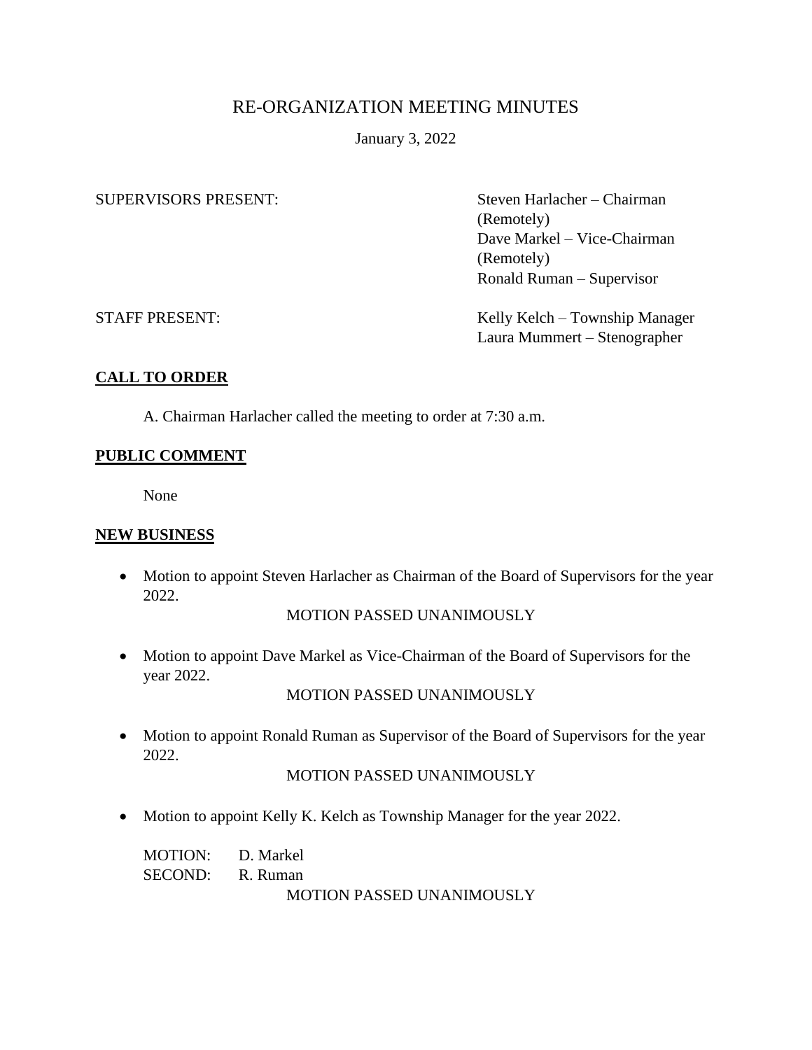# RE-ORGANIZATION MEETING MINUTES

January 3, 2022

SUPERVISORS PRESENT:

Steven Harlacher – Chairman (Remotely)
Dave Markel – Vice-Chairman (Remotely)
Ronald Ruman – Supervisor

STAFF PRESENT:

Kelly Kelch – Township Manager
Laura Mummert – Stenographer

## CALL TO ORDER

A. Chairman Harlacher called the meeting to order at 7:30 a.m.

## PUBLIC COMMENT

None

## NEW BUSINESS

- Motion to appoint Steven Harlacher as Chairman of the Board of Supervisors for the year 2022.

  MOTION PASSED UNANIMOUSLY

- Motion to appoint Dave Markel as Vice-Chairman of the Board of Supervisors for the year 2022.

  MOTION PASSED UNANIMOUSLY

- Motion to appoint Ronald Ruman as Supervisor of the Board of Supervisors for the year 2022.

  MOTION PASSED UNANIMOUSLY

- Motion to appoint Kelly K. Kelch as Township Manager for the year 2022.

  MOTION: D. Markel
  SECOND: R. Ruman

  MOTION PASSED UNANIMOUSLY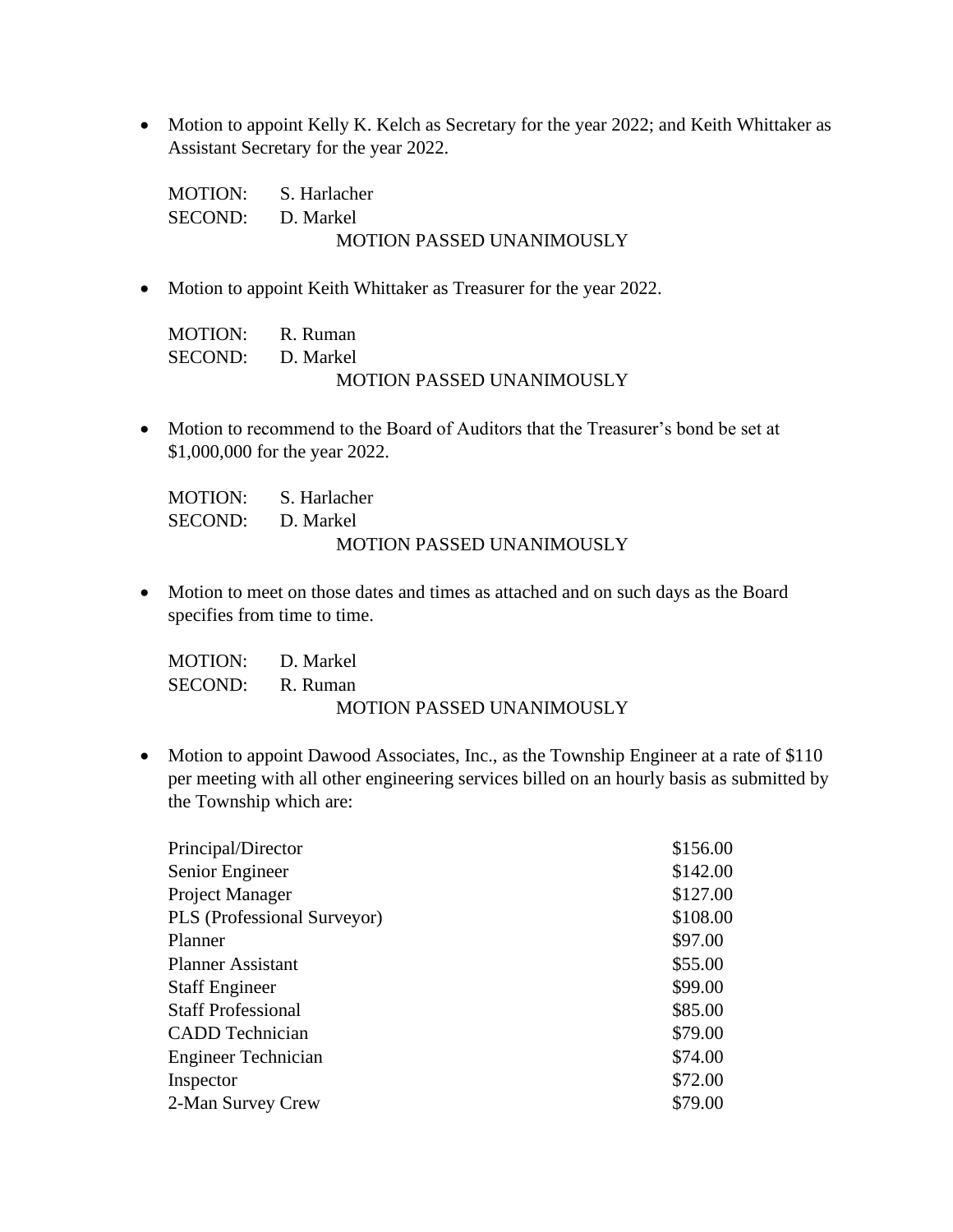- Motion to appoint Kelly K. Kelch as Secretary for the year 2022; and Keith Whittaker as Assistant Secretary for the year 2022.

  MOTION: S. Harlacher
  SECOND: D. Markel
  MOTION PASSED UNANIMOUSLY

- Motion to appoint Keith Whittaker as Treasurer for the year 2022.

  MOTION: R. Ruman
  SECOND: D. Markel
  MOTION PASSED UNANIMOUSLY

- Motion to recommend to the Board of Auditors that the Treasurer's bond be set at $1,000,000 for the year 2022.

  MOTION: S. Harlacher
  SECOND: D. Markel
  MOTION PASSED UNANIMOUSLY

- Motion to meet on those dates and times as attached and on such days as the Board specifies from time to time.

  MOTION: D. Markel
  SECOND: R. Ruman
  MOTION PASSED UNANIMOUSLY

- Motion to appoint Dawood Associates, Inc., as the Township Engineer at a rate of $110 per meeting with all other engineering services billed on an hourly basis as submitted by the Township which are:

| | |
|---|---|
| Principal/Director | $156.00 |
| Senior Engineer | $142.00 |
| Project Manager | $127.00 |
| PLS (Professional Surveyor) | $108.00 |
| Planner | $97.00 |
| Planner Assistant | $55.00 |
| Staff Engineer | $99.00 |
| Staff Professional | $85.00 |
| CADD Technician | $79.00 |
| Engineer Technician | $74.00 |
| Inspector | $72.00 |
| 2-Man Survey Crew | $79.00 |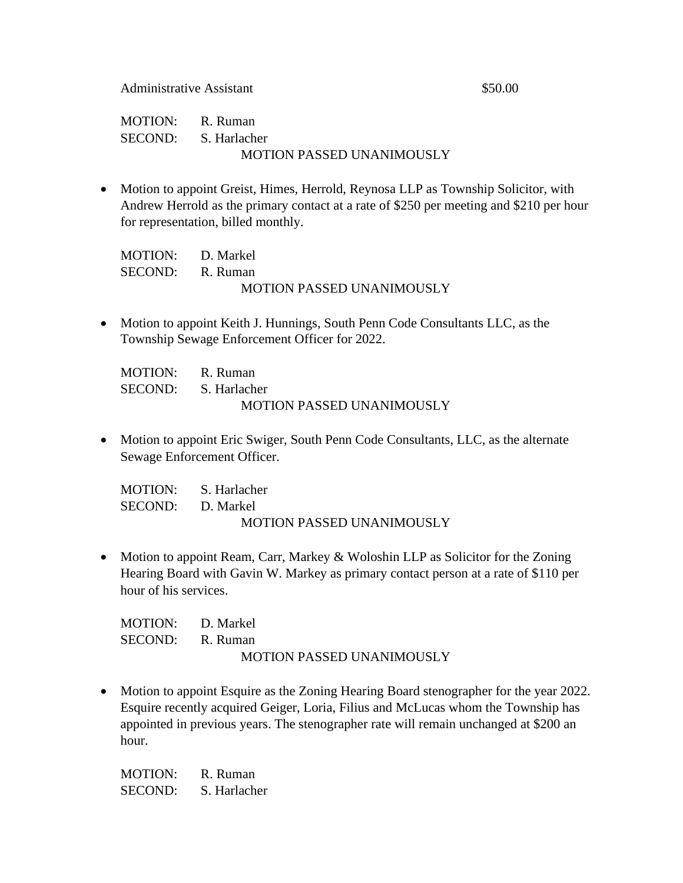Administrative Assistant $50.00

MOTION: R. Ruman
SECOND: S. Harlacher
MOTION PASSED UNANIMOUSLY

- Motion to appoint Greist, Himes, Herrold, Reynosa LLP as Township Solicitor, with Andrew Herrold as the primary contact at a rate of $250 per meeting and $210 per hour for representation, billed monthly.

  MOTION: D. Markel
  SECOND: R. Ruman
  MOTION PASSED UNANIMOUSLY

- Motion to appoint Keith J. Hunnings, South Penn Code Consultants LLC, as the Township Sewage Enforcement Officer for 2022.

  MOTION: R. Ruman
  SECOND: S. Harlacher
  MOTION PASSED UNANIMOUSLY

- Motion to appoint Eric Swiger, South Penn Code Consultants, LLC, as the alternate Sewage Enforcement Officer.

  MOTION: S. Harlacher
  SECOND: D. Markel
  MOTION PASSED UNANIMOUSLY

- Motion to appoint Ream, Carr, Markey & Woloshin LLP as Solicitor for the Zoning Hearing Board with Gavin W. Markey as primary contact person at a rate of $110 per hour of his services.

  MOTION: D. Markel
  SECOND: R. Ruman
  MOTION PASSED UNANIMOUSLY

- Motion to appoint Esquire as the Zoning Hearing Board stenographer for the year 2022. Esquire recently acquired Geiger, Loria, Filius and McLucas whom the Township has appointed in previous years. The stenographer rate will remain unchanged at $200 an hour.

  MOTION: R. Ruman
  SECOND: S. Harlacher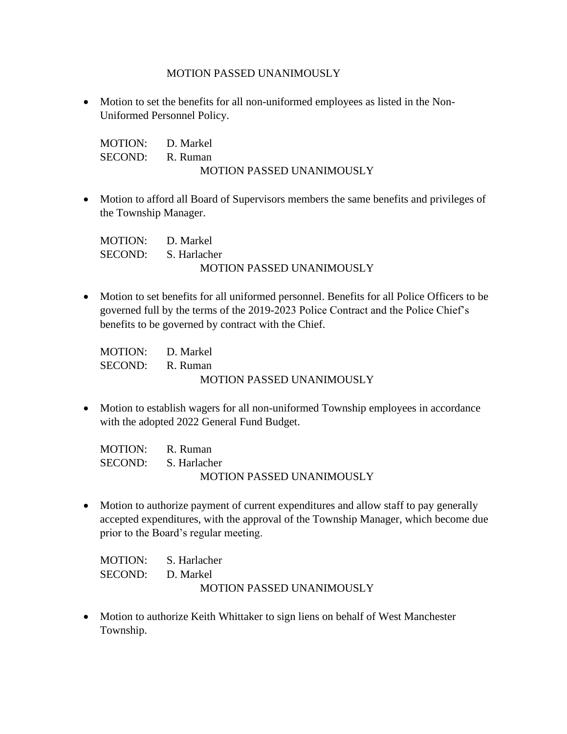MOTION PASSED UNANIMOUSLY

- Motion to set the benefits for all non-uniformed employees as listed in the Non-Uniformed Personnel Policy.

  MOTION: D. Markel
  SECOND: R. Ruman
  MOTION PASSED UNANIMOUSLY

- Motion to afford all Board of Supervisors members the same benefits and privileges of the Township Manager.

  MOTION: D. Markel
  SECOND: S. Harlacher
  MOTION PASSED UNANIMOUSLY

- Motion to set benefits for all uniformed personnel. Benefits for all Police Officers to be governed full by the terms of the 2019-2023 Police Contract and the Police Chief's benefits to be governed by contract with the Chief.

  MOTION: D. Markel
  SECOND: R. Ruman
  MOTION PASSED UNANIMOUSLY

- Motion to establish wagers for all non-uniformed Township employees in accordance with the adopted 2022 General Fund Budget.

  MOTION: R. Ruman
  SECOND: S. Harlacher
  MOTION PASSED UNANIMOUSLY

- Motion to authorize payment of current expenditures and allow staff to pay generally accepted expenditures, with the approval of the Township Manager, which become due prior to the Board's regular meeting.

  MOTION: S. Harlacher
  SECOND: D. Markel
  MOTION PASSED UNANIMOUSLY

- Motion to authorize Keith Whittaker to sign liens on behalf of West Manchester Township.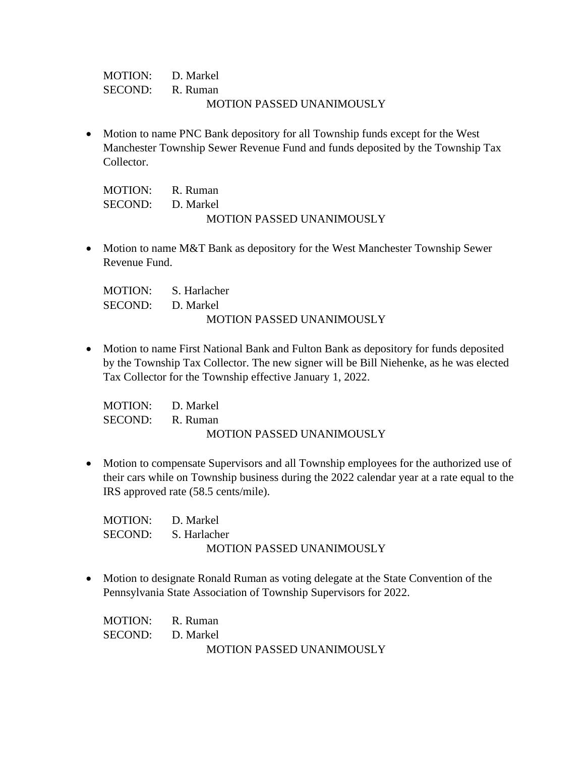MOTION: D. Markel
SECOND: R. Ruman
MOTION PASSED UNANIMOUSLY

- Motion to name PNC Bank depository for all Township funds except for the West Manchester Township Sewer Revenue Fund and funds deposited by the Township Tax Collector.

  MOTION: R. Ruman
  SECOND: D. Markel
  MOTION PASSED UNANIMOUSLY

- Motion to name M&T Bank as depository for the West Manchester Township Sewer Revenue Fund.

  MOTION: S. Harlacher
  SECOND: D. Markel
  MOTION PASSED UNANIMOUSLY

- Motion to name First National Bank and Fulton Bank as depository for funds deposited by the Township Tax Collector. The new signer will be Bill Niehenke, as he was elected Tax Collector for the Township effective January 1, 2022.

  MOTION: D. Markel
  SECOND: R. Ruman
  MOTION PASSED UNANIMOUSLY

- Motion to compensate Supervisors and all Township employees for the authorized use of their cars while on Township business during the 2022 calendar year at a rate equal to the IRS approved rate (58.5 cents/mile).

  MOTION: D. Markel
  SECOND: S. Harlacher
  MOTION PASSED UNANIMOUSLY

- Motion to designate Ronald Ruman as voting delegate at the State Convention of the Pennsylvania State Association of Township Supervisors for 2022.

  MOTION: R. Ruman
  SECOND: D. Markel
  MOTION PASSED UNANIMOUSLY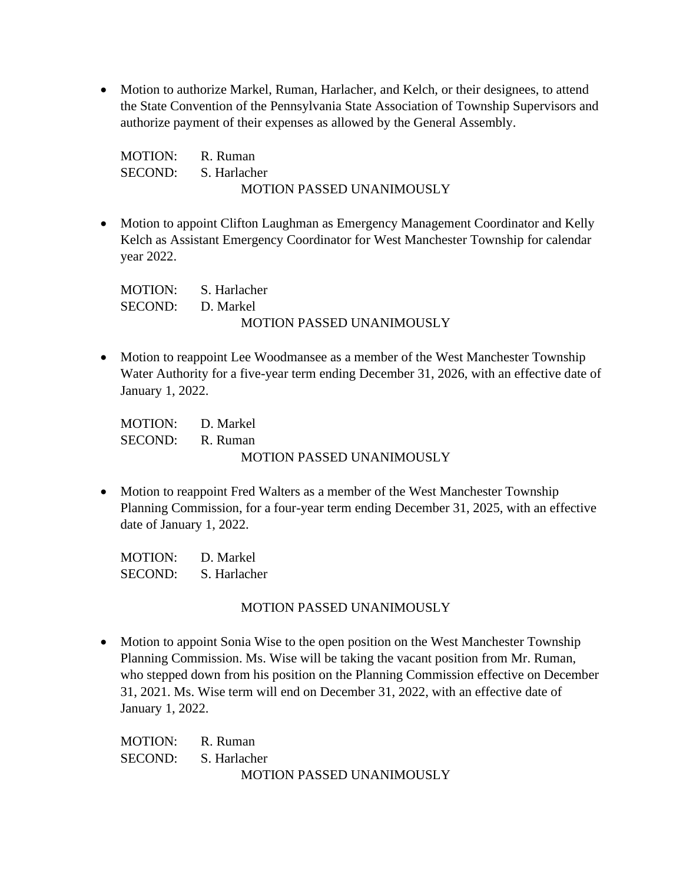- Motion to authorize Markel, Ruman, Harlacher, and Kelch, or their designees, to attend the State Convention of the Pennsylvania State Association of Township Supervisors and authorize payment of their expenses as allowed by the General Assembly.

  MOTION: R. Ruman
  SECOND: S. Harlacher
  MOTION PASSED UNANIMOUSLY

- Motion to appoint Clifton Laughman as Emergency Management Coordinator and Kelly Kelch as Assistant Emergency Coordinator for West Manchester Township for calendar year 2022.

  MOTION: S. Harlacher
  SECOND: D. Markel
  MOTION PASSED UNANIMOUSLY

- Motion to reappoint Lee Woodmansee as a member of the West Manchester Township Water Authority for a five-year term ending December 31, 2026, with an effective date of January 1, 2022.

  MOTION: D. Markel
  SECOND: R. Ruman
  MOTION PASSED UNANIMOUSLY

- Motion to reappoint Fred Walters as a member of the West Manchester Township Planning Commission, for a four-year term ending December 31, 2025, with an effective date of January 1, 2022.

  MOTION: D. Markel
  SECOND: S. Harlacher

  MOTION PASSED UNANIMOUSLY

- Motion to appoint Sonia Wise to the open position on the West Manchester Township Planning Commission. Ms. Wise will be taking the vacant position from Mr. Ruman, who stepped down from his position on the Planning Commission effective on December 31, 2021. Ms. Wise term will end on December 31, 2022, with an effective date of January 1, 2022.

  MOTION: R. Ruman
  SECOND: S. Harlacher
  MOTION PASSED UNANIMOUSLY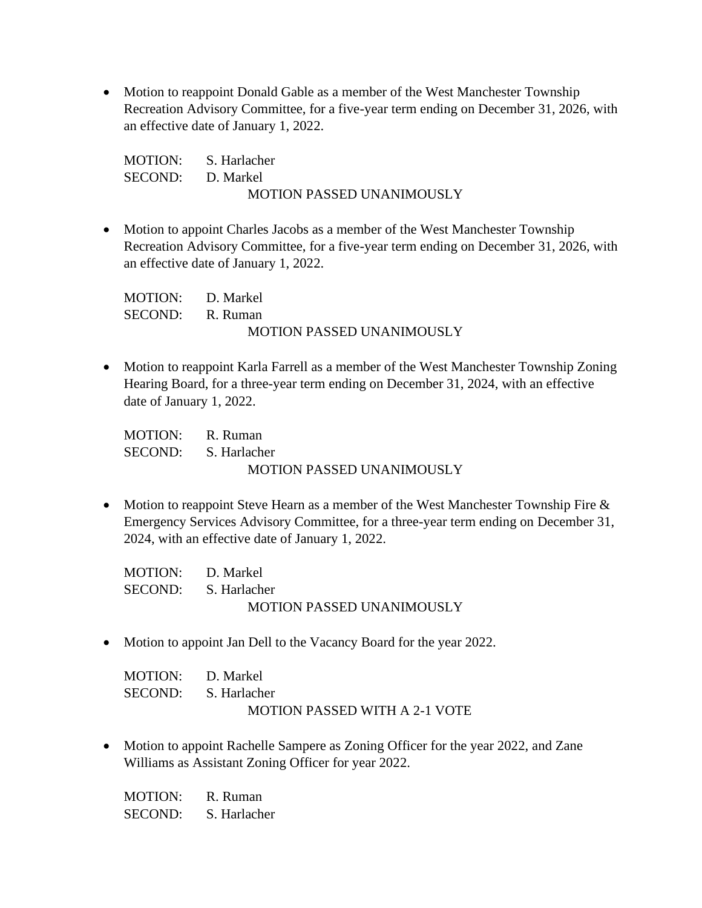- Motion to reappoint Donald Gable as a member of the West Manchester Township Recreation Advisory Committee, for a five-year term ending on December 31, 2026, with an effective date of January 1, 2022.

  MOTION: S. Harlacher
  SECOND: D. Markel
  MOTION PASSED UNANIMOUSLY

- Motion to appoint Charles Jacobs as a member of the West Manchester Township Recreation Advisory Committee, for a five-year term ending on December 31, 2026, with an effective date of January 1, 2022.

  MOTION: D. Markel
  SECOND: R. Ruman
  MOTION PASSED UNANIMOUSLY

- Motion to reappoint Karla Farrell as a member of the West Manchester Township Zoning Hearing Board, for a three-year term ending on December 31, 2024, with an effective date of January 1, 2022.

  MOTION: R. Ruman
  SECOND: S. Harlacher
  MOTION PASSED UNANIMOUSLY

- Motion to reappoint Steve Hearn as a member of the West Manchester Township Fire & Emergency Services Advisory Committee, for a three-year term ending on December 31, 2024, with an effective date of January 1, 2022.

  MOTION: D. Markel
  SECOND: S. Harlacher
  MOTION PASSED UNANIMOUSLY

- Motion to appoint Jan Dell to the Vacancy Board for the year 2022.

  MOTION: D. Markel
  SECOND: S. Harlacher
  MOTION PASSED WITH A 2-1 VOTE

- Motion to appoint Rachelle Sampere as Zoning Officer for the year 2022, and Zane Williams as Assistant Zoning Officer for year 2022.

  MOTION: R. Ruman
  SECOND: S. Harlacher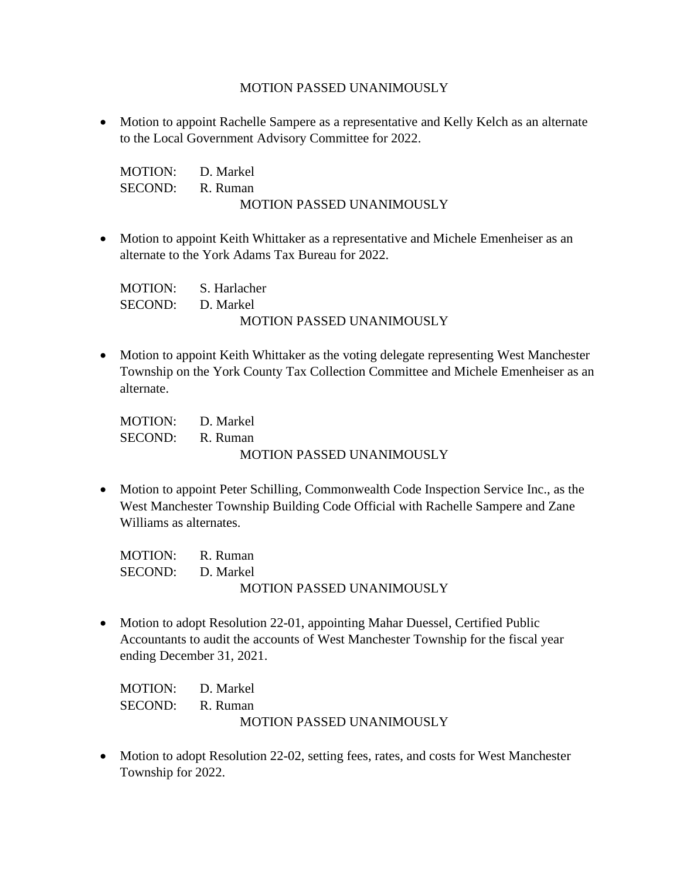MOTION PASSED UNANIMOUSLY

- Motion to appoint Rachelle Sampere as a representative and Kelly Kelch as an alternate to the Local Government Advisory Committee for 2022.

  MOTION: D. Markel
  SECOND: R. Ruman
  MOTION PASSED UNANIMOUSLY

- Motion to appoint Keith Whittaker as a representative and Michele Emenheiser as an alternate to the York Adams Tax Bureau for 2022.

  MOTION: S. Harlacher
  SECOND: D. Markel
  MOTION PASSED UNANIMOUSLY

- Motion to appoint Keith Whittaker as the voting delegate representing West Manchester Township on the York County Tax Collection Committee and Michele Emenheiser as an alternate.

  MOTION: D. Markel
  SECOND: R. Ruman
  MOTION PASSED UNANIMOUSLY

- Motion to appoint Peter Schilling, Commonwealth Code Inspection Service Inc., as the West Manchester Township Building Code Official with Rachelle Sampere and Zane Williams as alternates.

  MOTION: R. Ruman
  SECOND: D. Markel
  MOTION PASSED UNANIMOUSLY

- Motion to adopt Resolution 22-01, appointing Mahar Duessel, Certified Public Accountants to audit the accounts of West Manchester Township for the fiscal year ending December 31, 2021.

  MOTION: D. Markel
  SECOND: R. Ruman
  MOTION PASSED UNANIMOUSLY

- Motion to adopt Resolution 22-02, setting fees, rates, and costs for West Manchester Township for 2022.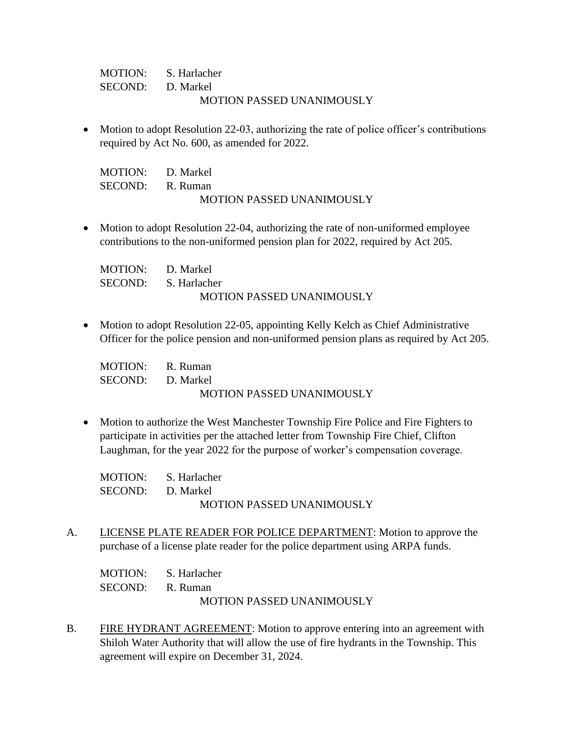MOTION: S. Harlacher
SECOND: D. Markel
MOTION PASSED UNANIMOUSLY

- Motion to adopt Resolution 22-03, authorizing the rate of police officer's contributions required by Act No. 600, as amended for 2022.

  MOTION: D. Markel
  SECOND: R. Ruman
  MOTION PASSED UNANIMOUSLY

- Motion to adopt Resolution 22-04, authorizing the rate of non-uniformed employee contributions to the non-uniformed pension plan for 2022, required by Act 205.

  MOTION: D. Markel
  SECOND: S. Harlacher
  MOTION PASSED UNANIMOUSLY

- Motion to adopt Resolution 22-05, appointing Kelly Kelch as Chief Administrative Officer for the police pension and non-uniformed pension plans as required by Act 205.

  MOTION: R. Ruman
  SECOND: D. Markel
  MOTION PASSED UNANIMOUSLY

- Motion to authorize the West Manchester Township Fire Police and Fire Fighters to participate in activities per the attached letter from Township Fire Chief, Clifton Laughman, for the year 2022 for the purpose of worker's compensation coverage.

  MOTION: S. Harlacher
  SECOND: D. Markel
  MOTION PASSED UNANIMOUSLY

A. LICENSE PLATE READER FOR POLICE DEPARTMENT: Motion to approve the purchase of a license plate reader for the police department using ARPA funds.

  MOTION: S. Harlacher
  SECOND: R. Ruman
  MOTION PASSED UNANIMOUSLY

B. FIRE HYDRANT AGREEMENT: Motion to approve entering into an agreement with Shiloh Water Authority that will allow the use of fire hydrants in the Township. This agreement will expire on December 31, 2024.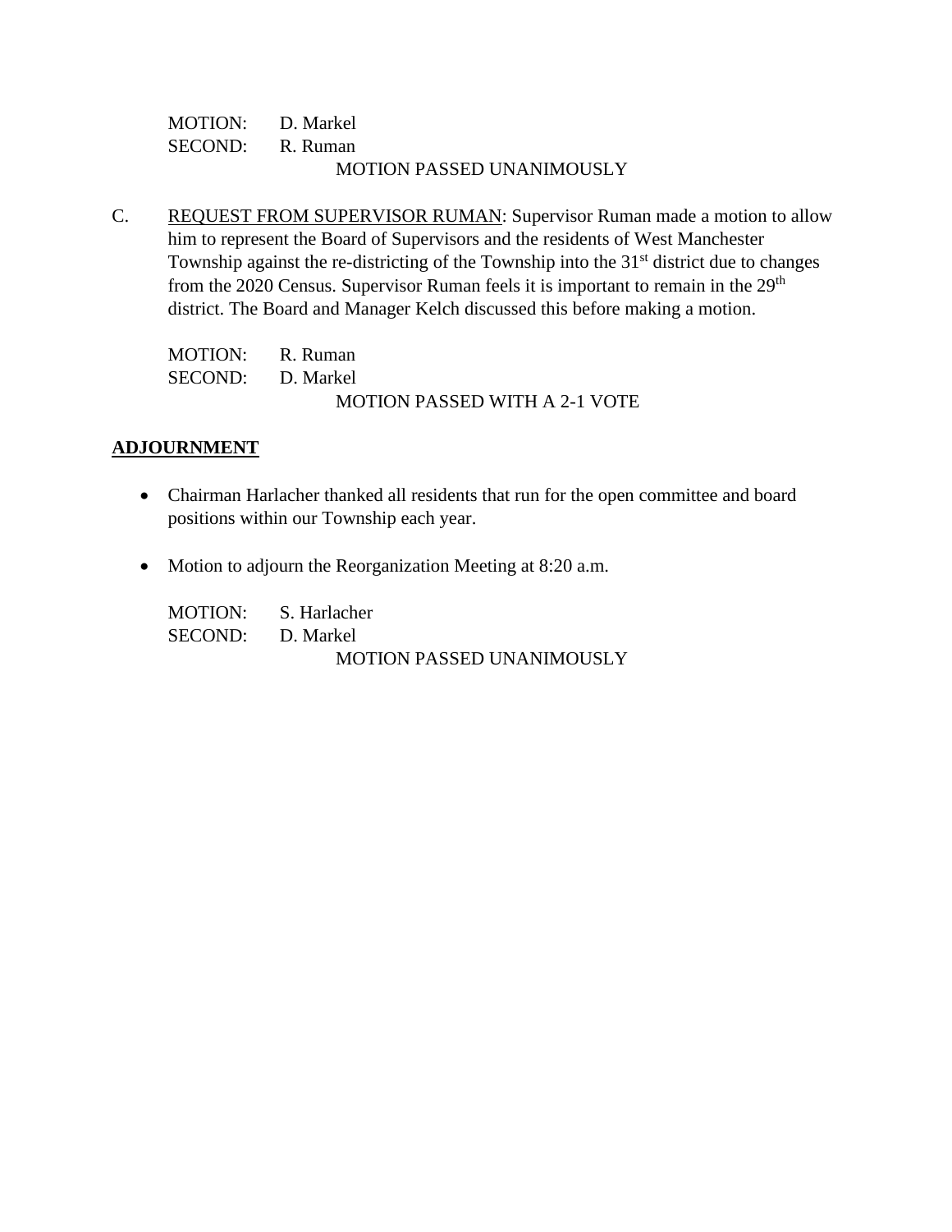MOTION: D. Markel
SECOND: R. Ruman
MOTION PASSED UNANIMOUSLY

C. REQUEST FROM SUPERVISOR RUMAN: Supervisor Ruman made a motion to allow him to represent the Board of Supervisors and the residents of West Manchester Township against the re-districting of the Township into the 31st district due to changes from the 2020 Census. Supervisor Ruman feels it is important to remain in the 29th district. The Board and Manager Kelch discussed this before making a motion.

MOTION: R. Ruman
SECOND: D. Markel
MOTION PASSED WITH A 2-1 VOTE

## ADJOURNMENT

- Chairman Harlacher thanked all residents that run for the open committee and board positions within our Township each year.

- Motion to adjourn the Reorganization Meeting at 8:20 a.m.

MOTION: S. Harlacher
SECOND: D. Markel
MOTION PASSED UNANIMOUSLY